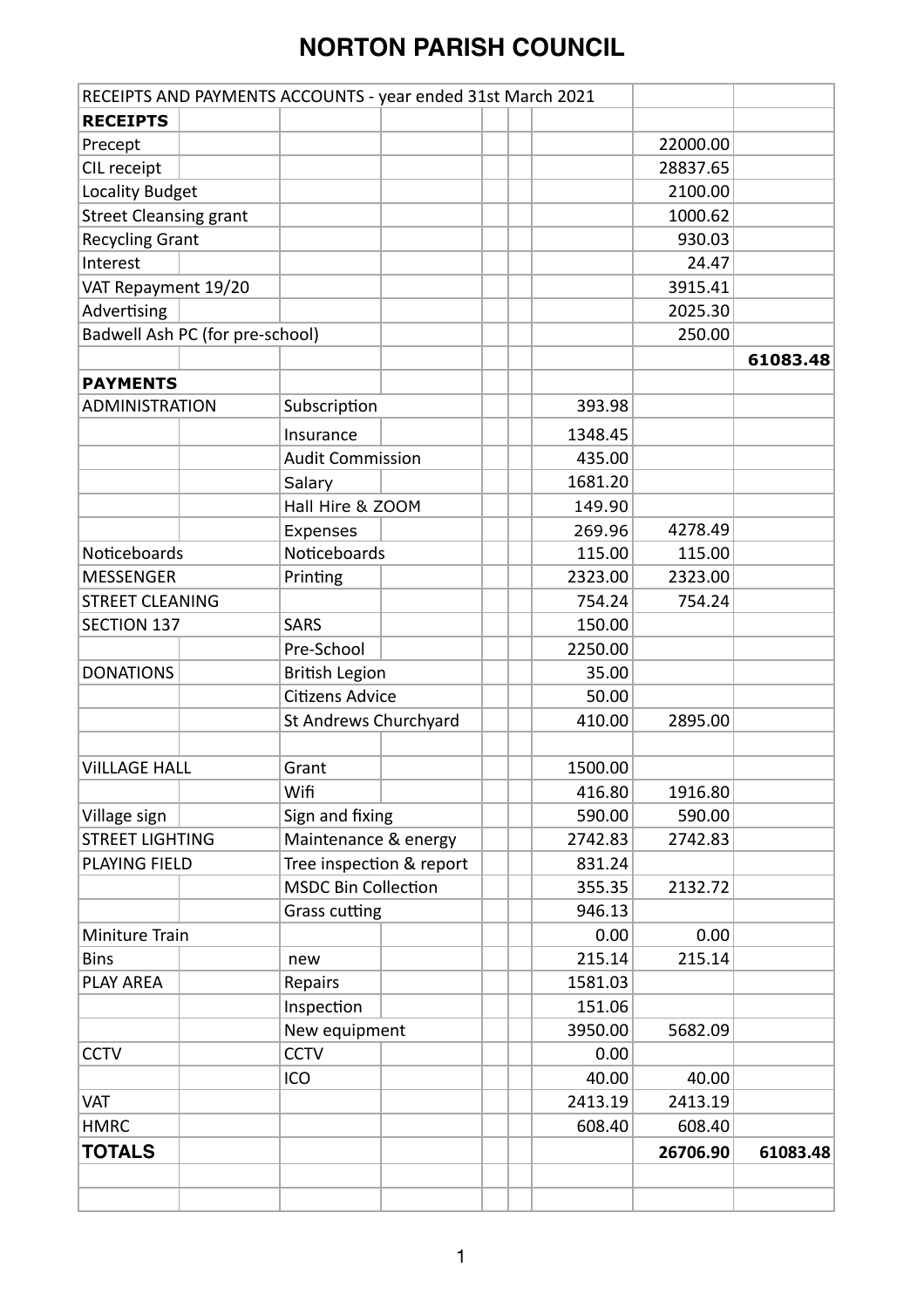# NORTON PARISH COUNCIL

| RECEIPTS AND PAYMENTS ACCOUNTS - year ended 31st March 2021 | | | | |
|---|---|---|---|---|
| **RECEIPTS** | | | | |
| Precept | | | 22000.00 | |
| CIL receipt | | | 28837.65 | |
| Locality Budget | | | 2100.00 | |
| Street Cleansing grant | | | 1000.62 | |
| Recycling Grant | | | 930.03 | |
| Interest | | | 24.47 | |
| VAT Repayment 19/20 | | | 3915.41 | |
| Advertising | | | 2025.30 | |
| Badwell Ash PC (for pre-school) | | | 250.00 | |
| | | | | **61083.48** |
| **PAYMENTS** | | | | |
| ADMINISTRATION | Subscription | 393.98 | | |
| | Insurance | 1348.45 | | |
| | Audit Commission | 435.00 | | |
| | Salary | 1681.20 | | |
| | Hall Hire & ZOOM | 149.90 | | |
| | Expenses | 269.96 | 4278.49 | |
| Noticeboards | Noticeboards | 115.00 | 115.00 | |
| MESSENGER | Printing | 2323.00 | 2323.00 | |
| STREET CLEANING | | 754.24 | 754.24 | |
| SECTION 137 | SARS | 150.00 | | |
| | Pre-School | 2250.00 | | |
| DONATIONS | British Legion | 35.00 | | |
| | Citizens Advice | 50.00 | | |
| | St Andrews Churchyard | 410.00 | 2895.00 | |
| | | | | |
| ViLLAGE HALL | Grant | 1500.00 | | |
| | Wifi | 416.80 | 1916.80 | |
| Village sign | Sign and fixing | 590.00 | 590.00 | |
| STREET LIGHTING | Maintenance & energy | 2742.83 | 2742.83 | |
| PLAYING FIELD | Tree inspection & report | 831.24 | | |
| | MSDC Bin Collection | 355.35 | 2132.72 | |
| | Grass cutting | 946.13 | | |
| Miniture Train | | 0.00 | 0.00 | |
| Bins | new | 215.14 | 215.14 | |
| PLAY AREA | Repairs | 1581.03 | | |
| | Inspection | 151.06 | | |
| | New equipment | 3950.00 | 5682.09 | |
| CCTV | CCTV | 0.00 | | |
| | ICO | 40.00 | 40.00 | |
| VAT | | 2413.19 | 2413.19 | |
| HMRC | | 608.40 | 608.40 | |
| **TOTALS** | | | **26706.90** | **61083.48** |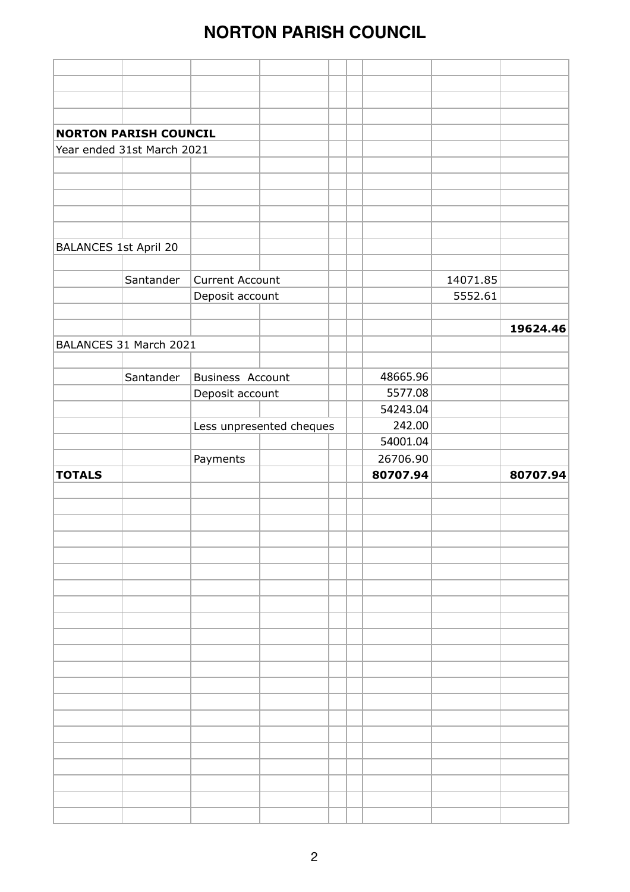# NORTON PARISH COUNCIL

| | | | | | | | | |
|---|---|---|---|---|---|---|---|---|
| **NORTON PARISH COUNCIL** | | | | | | | | |
| Year ended 31st March 2021 | | | | | | | | |
| BALANCES 1st April 20 | | | | | | | | |
| | Santander | Current Account | | | | | 14071.85 | |
| | | Deposit account | | | | | 5552.61 | |
| | | | | | | | | **19624.46** |
| BALANCES 31 March 2021 | | | | | | | | |
| | Santander | Business Account | | | | 48665.96 | | |
| | | Deposit account | | | | 5577.08 | | |
| | | | | | | 54243.04 | | |
| | | Less unpresented cheques | | | | 242.00 | | |
| | | | | | | 54001.04 | | |
| | | Payments | | | | 26706.90 | | |
| **TOTALS** | | | | | | **80707.94** | | **80707.94** |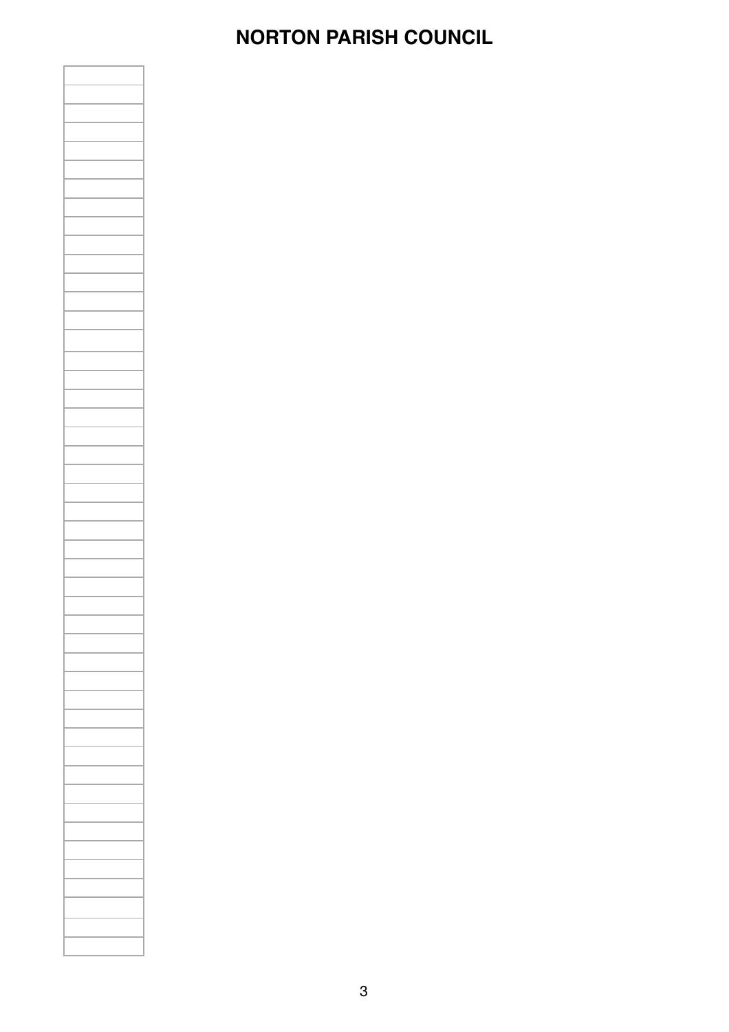# NORTON PARISH COUNCIL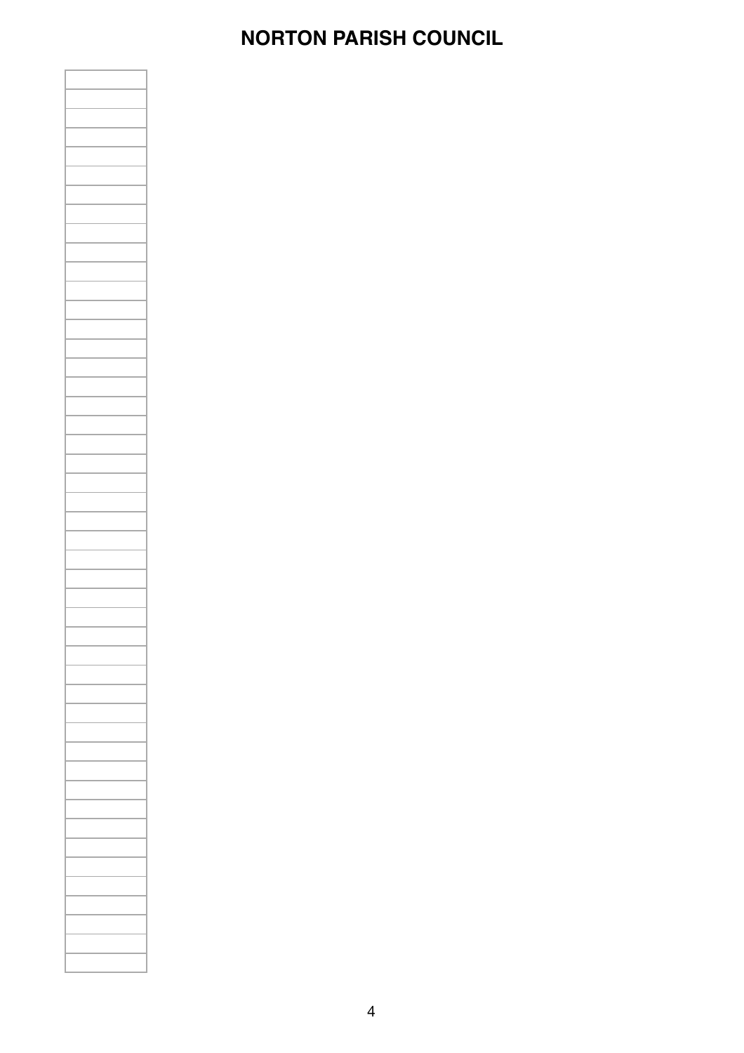# NORTON PARISH COUNCIL

| |
|---|
| |
| |
| |
| |
| |
| |
| |
| |
| |
| |
| |
| |
| |
| |
| |
| |
| |
| |
| |
| |
| |
| |
| |
| |
| |
| |
| |
| |
| |
| |
| |
| |
| |
| |
| |
| |
| |
| |
| |
| |
| |
| |
| |
| |
| |
| |